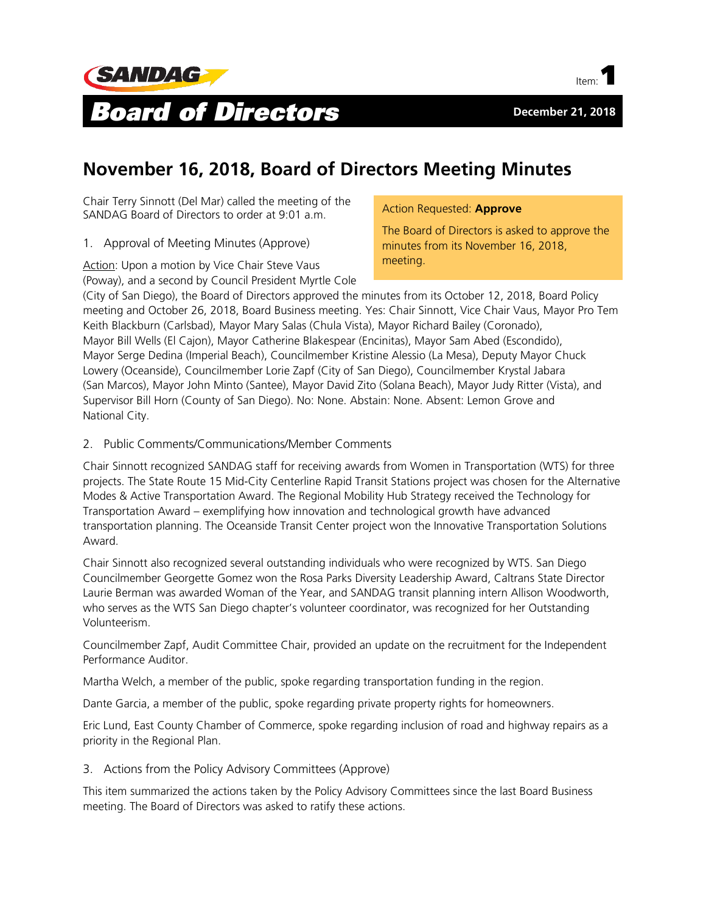SANDAG

Item: **1**

# Board of Directors

**December 21, 2018**

## November 16, 2018, Board of Directors Meeting Minutes

Action Requested: **Approve**

The Board of Directors is asked to approve the minutes from its November 16, 2018, meeting.

Chair Terry Sinnott (Del Mar) called the meeting of the SANDAG Board of Directors to order at 9:01 a.m.

1. Approval of Meeting Minutes (Approve)

Action: Upon a motion by Vice Chair Steve Vaus (Poway), and a second by Council President Myrtle Cole (City of San Diego), the Board of Directors approved the minutes from its October 12, 2018, Board Policy meeting and October 26, 2018, Board Business meeting. Yes: Chair Sinnott, Vice Chair Vaus, Mayor Pro Tem Keith Blackburn (Carlsbad), Mayor Mary Salas (Chula Vista), Mayor Richard Bailey (Coronado), Mayor Bill Wells (El Cajon), Mayor Catherine Blakespear (Encinitas), Mayor Sam Abed (Escondido), Mayor Serge Dedina (Imperial Beach), Councilmember Kristine Alessio (La Mesa), Deputy Mayor Chuck Lowery (Oceanside), Councilmember Lorie Zapf (City of San Diego), Councilmember Krystal Jabara (San Marcos), Mayor John Minto (Santee), Mayor David Zito (Solana Beach), Mayor Judy Ritter (Vista), and Supervisor Bill Horn (County of San Diego). No: None. Abstain: None. Absent: Lemon Grove and National City.

2. Public Comments/Communications/Member Comments

Chair Sinnott recognized SANDAG staff for receiving awards from Women in Transportation (WTS) for three projects. The State Route 15 Mid-City Centerline Rapid Transit Stations project was chosen for the Alternative Modes & Active Transportation Award. The Regional Mobility Hub Strategy received the Technology for Transportation Award – exemplifying how innovation and technological growth have advanced transportation planning. The Oceanside Transit Center project won the Innovative Transportation Solutions Award.

Chair Sinnott also recognized several outstanding individuals who were recognized by WTS. San Diego Councilmember Georgette Gomez won the Rosa Parks Diversity Leadership Award, Caltrans State Director Laurie Berman was awarded Woman of the Year, and SANDAG transit planning intern Allison Woodworth, who serves as the WTS San Diego chapter's volunteer coordinator, was recognized for her Outstanding Volunteerism.

Councilmember Zapf, Audit Committee Chair, provided an update on the recruitment for the Independent Performance Auditor.

Martha Welch, a member of the public, spoke regarding transportation funding in the region.

Dante Garcia, a member of the public, spoke regarding private property rights for homeowners.

Eric Lund, East County Chamber of Commerce, spoke regarding inclusion of road and highway repairs as a priority in the Regional Plan.

3. Actions from the Policy Advisory Committees (Approve)

This item summarized the actions taken by the Policy Advisory Committees since the last Board Business meeting. The Board of Directors was asked to ratify these actions.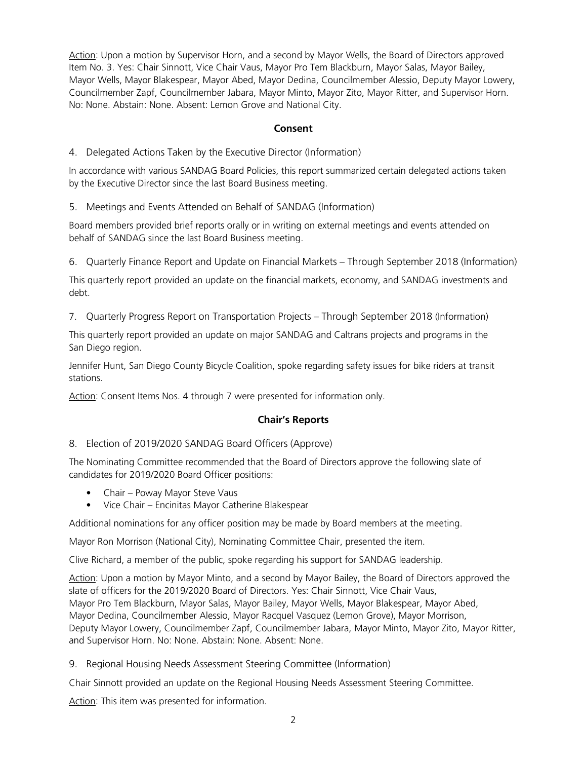Action: Upon a motion by Supervisor Horn, and a second by Mayor Wells, the Board of Directors approved Item No. 3. Yes: Chair Sinnott, Vice Chair Vaus, Mayor Pro Tem Blackburn, Mayor Salas, Mayor Bailey, Mayor Wells, Mayor Blakespear, Mayor Abed, Mayor Dedina, Councilmember Alessio, Deputy Mayor Lowery, Councilmember Zapf, Councilmember Jabara, Mayor Minto, Mayor Zito, Mayor Ritter, and Supervisor Horn. No: None. Abstain: None. Absent: Lemon Grove and National City.

**Consent**

4. Delegated Actions Taken by the Executive Director (Information)

In accordance with various SANDAG Board Policies, this report summarized certain delegated actions taken by the Executive Director since the last Board Business meeting.

5. Meetings and Events Attended on Behalf of SANDAG (Information)

Board members provided brief reports orally or in writing on external meetings and events attended on behalf of SANDAG since the last Board Business meeting.

6. Quarterly Finance Report and Update on Financial Markets – Through September 2018 (Information)

This quarterly report provided an update on the financial markets, economy, and SANDAG investments and debt.

7. Quarterly Progress Report on Transportation Projects – Through September 2018 (Information)

This quarterly report provided an update on major SANDAG and Caltrans projects and programs in the San Diego region.

Jennifer Hunt, San Diego County Bicycle Coalition, spoke regarding safety issues for bike riders at transit stations.

Action: Consent Items Nos. 4 through 7 were presented for information only.

**Chair's Reports**

8. Election of 2019/2020 SANDAG Board Officers (Approve)

The Nominating Committee recommended that the Board of Directors approve the following slate of candidates for 2019/2020 Board Officer positions:

- Chair – Poway Mayor Steve Vaus
- Vice Chair – Encinitas Mayor Catherine Blakespear

Additional nominations for any officer position may be made by Board members at the meeting.

Mayor Ron Morrison (National City), Nominating Committee Chair, presented the item.

Clive Richard, a member of the public, spoke regarding his support for SANDAG leadership.

Action: Upon a motion by Mayor Minto, and a second by Mayor Bailey, the Board of Directors approved the slate of officers for the 2019/2020 Board of Directors. Yes: Chair Sinnott, Vice Chair Vaus, Mayor Pro Tem Blackburn, Mayor Salas, Mayor Bailey, Mayor Wells, Mayor Blakespear, Mayor Abed, Mayor Dedina, Councilmember Alessio, Mayor Racquel Vasquez (Lemon Grove), Mayor Morrison, Deputy Mayor Lowery, Councilmember Zapf, Councilmember Jabara, Mayor Minto, Mayor Zito, Mayor Ritter, and Supervisor Horn. No: None. Abstain: None. Absent: None.

9. Regional Housing Needs Assessment Steering Committee (Information)

Chair Sinnott provided an update on the Regional Housing Needs Assessment Steering Committee.

Action: This item was presented for information.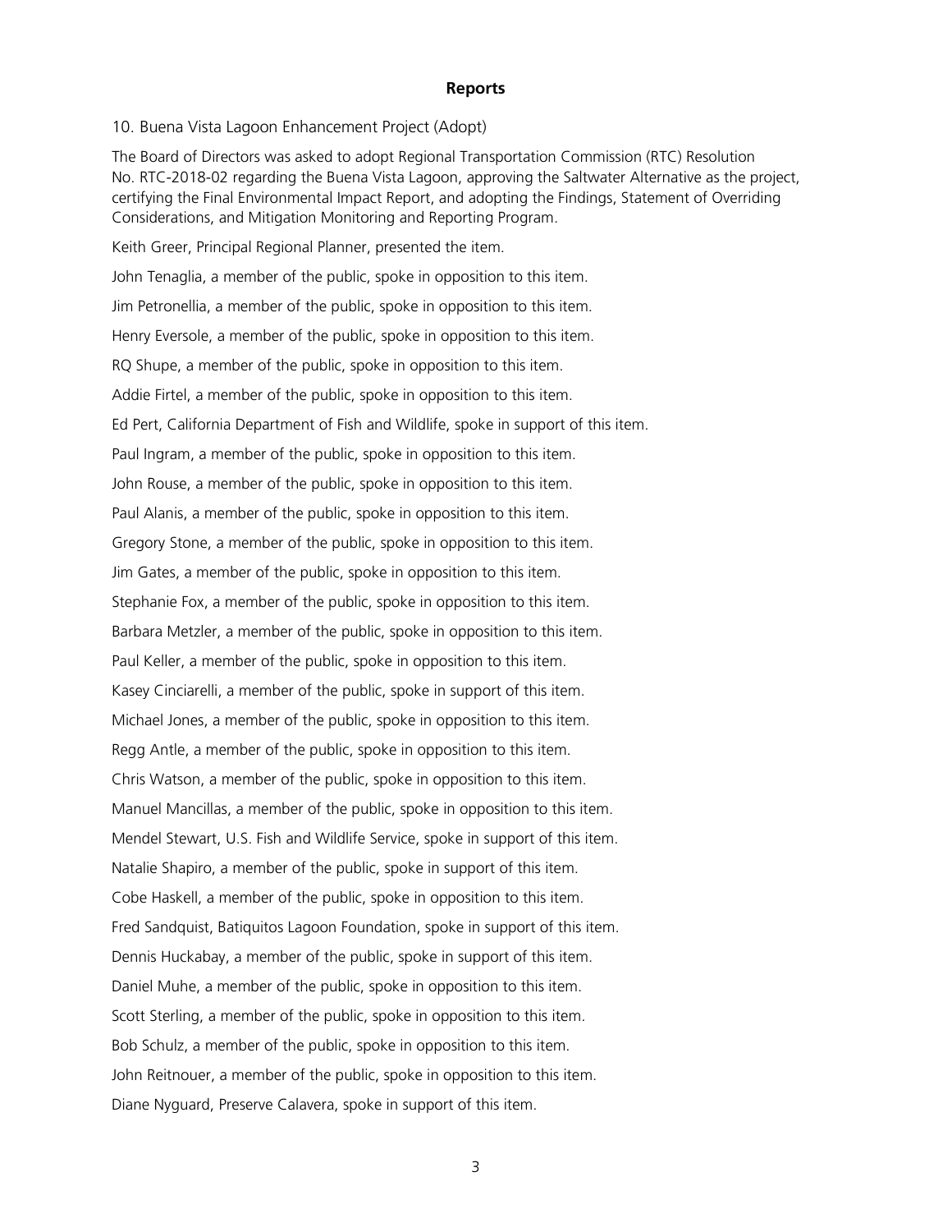## Reports

10. Buena Vista Lagoon Enhancement Project (Adopt)

The Board of Directors was asked to adopt Regional Transportation Commission (RTC) Resolution No. RTC-2018-02 regarding the Buena Vista Lagoon, approving the Saltwater Alternative as the project, certifying the Final Environmental Impact Report, and adopting the Findings, Statement of Overriding Considerations, and Mitigation Monitoring and Reporting Program.

Keith Greer, Principal Regional Planner, presented the item.

John Tenaglia, a member of the public, spoke in opposition to this item.

Jim Petronellia, a member of the public, spoke in opposition to this item.

Henry Eversole, a member of the public, spoke in opposition to this item.

RQ Shupe, a member of the public, spoke in opposition to this item.

Addie Firtel, a member of the public, spoke in opposition to this item.

Ed Pert, California Department of Fish and Wildlife, spoke in support of this item.

Paul Ingram, a member of the public, spoke in opposition to this item.

John Rouse, a member of the public, spoke in opposition to this item.

Paul Alanis, a member of the public, spoke in opposition to this item.

Gregory Stone, a member of the public, spoke in opposition to this item.

Jim Gates, a member of the public, spoke in opposition to this item.

Stephanie Fox, a member of the public, spoke in opposition to this item.

Barbara Metzler, a member of the public, spoke in opposition to this item.

Paul Keller, a member of the public, spoke in opposition to this item.

Kasey Cinciarelli, a member of the public, spoke in support of this item.

Michael Jones, a member of the public, spoke in opposition to this item.

Regg Antle, a member of the public, spoke in opposition to this item.

Chris Watson, a member of the public, spoke in opposition to this item.

Manuel Mancillas, a member of the public, spoke in opposition to this item.

Mendel Stewart, U.S. Fish and Wildlife Service, spoke in support of this item.

Natalie Shapiro, a member of the public, spoke in support of this item.

Cobe Haskell, a member of the public, spoke in opposition to this item.

Fred Sandquist, Batiquitos Lagoon Foundation, spoke in support of this item.

Dennis Huckabay, a member of the public, spoke in support of this item.

Daniel Muhe, a member of the public, spoke in opposition to this item.

Scott Sterling, a member of the public, spoke in opposition to this item.

Bob Schulz, a member of the public, spoke in opposition to this item.

John Reitnouer, a member of the public, spoke in opposition to this item.

Diane Nyguard, Preserve Calavera, spoke in support of this item.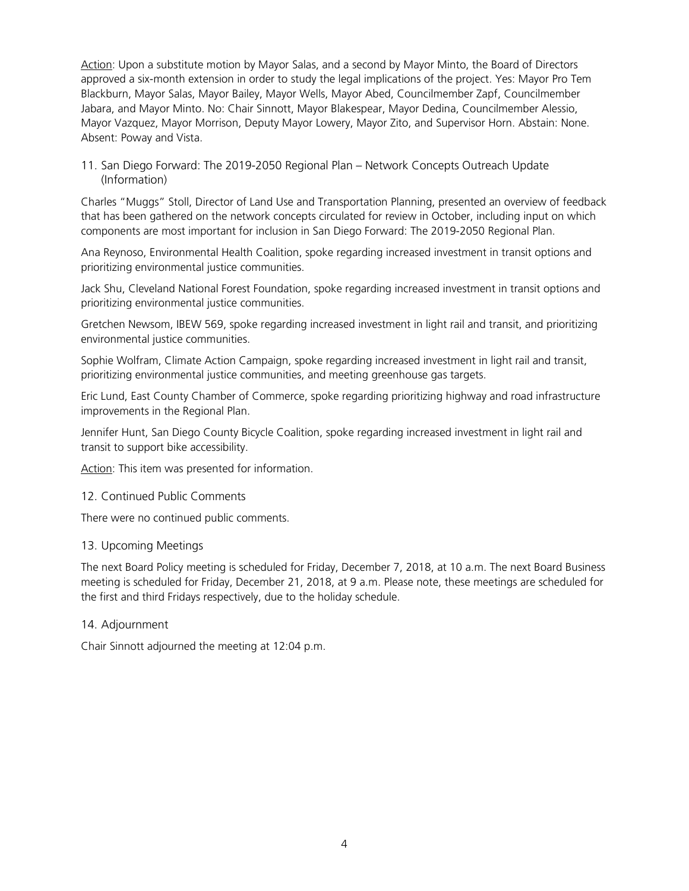Action: Upon a substitute motion by Mayor Salas, and a second by Mayor Minto, the Board of Directors approved a six-month extension in order to study the legal implications of the project. Yes: Mayor Pro Tem Blackburn, Mayor Salas, Mayor Bailey, Mayor Wells, Mayor Abed, Councilmember Zapf, Councilmember Jabara, and Mayor Minto. No: Chair Sinnott, Mayor Blakespear, Mayor Dedina, Councilmember Alessio, Mayor Vazquez, Mayor Morrison, Deputy Mayor Lowery, Mayor Zito, and Supervisor Horn. Abstain: None. Absent: Poway and Vista.

## 11. San Diego Forward: The 2019-2050 Regional Plan – Network Concepts Outreach Update (Information)

Charles "Muggs" Stoll, Director of Land Use and Transportation Planning, presented an overview of feedback that has been gathered on the network concepts circulated for review in October, including input on which components are most important for inclusion in San Diego Forward: The 2019-2050 Regional Plan.

Ana Reynoso, Environmental Health Coalition, spoke regarding increased investment in transit options and prioritizing environmental justice communities.

Jack Shu, Cleveland National Forest Foundation, spoke regarding increased investment in transit options and prioritizing environmental justice communities.

Gretchen Newsom, IBEW 569, spoke regarding increased investment in light rail and transit, and prioritizing environmental justice communities.

Sophie Wolfram, Climate Action Campaign, spoke regarding increased investment in light rail and transit, prioritizing environmental justice communities, and meeting greenhouse gas targets.

Eric Lund, East County Chamber of Commerce, spoke regarding prioritizing highway and road infrastructure improvements in the Regional Plan.

Jennifer Hunt, San Diego County Bicycle Coalition, spoke regarding increased investment in light rail and transit to support bike accessibility.

Action: This item was presented for information.

## 12. Continued Public Comments

There were no continued public comments.

## 13. Upcoming Meetings

The next Board Policy meeting is scheduled for Friday, December 7, 2018, at 10 a.m. The next Board Business meeting is scheduled for Friday, December 21, 2018, at 9 a.m. Please note, these meetings are scheduled for the first and third Fridays respectively, due to the holiday schedule.

## 14. Adjournment

Chair Sinnott adjourned the meeting at 12:04 p.m.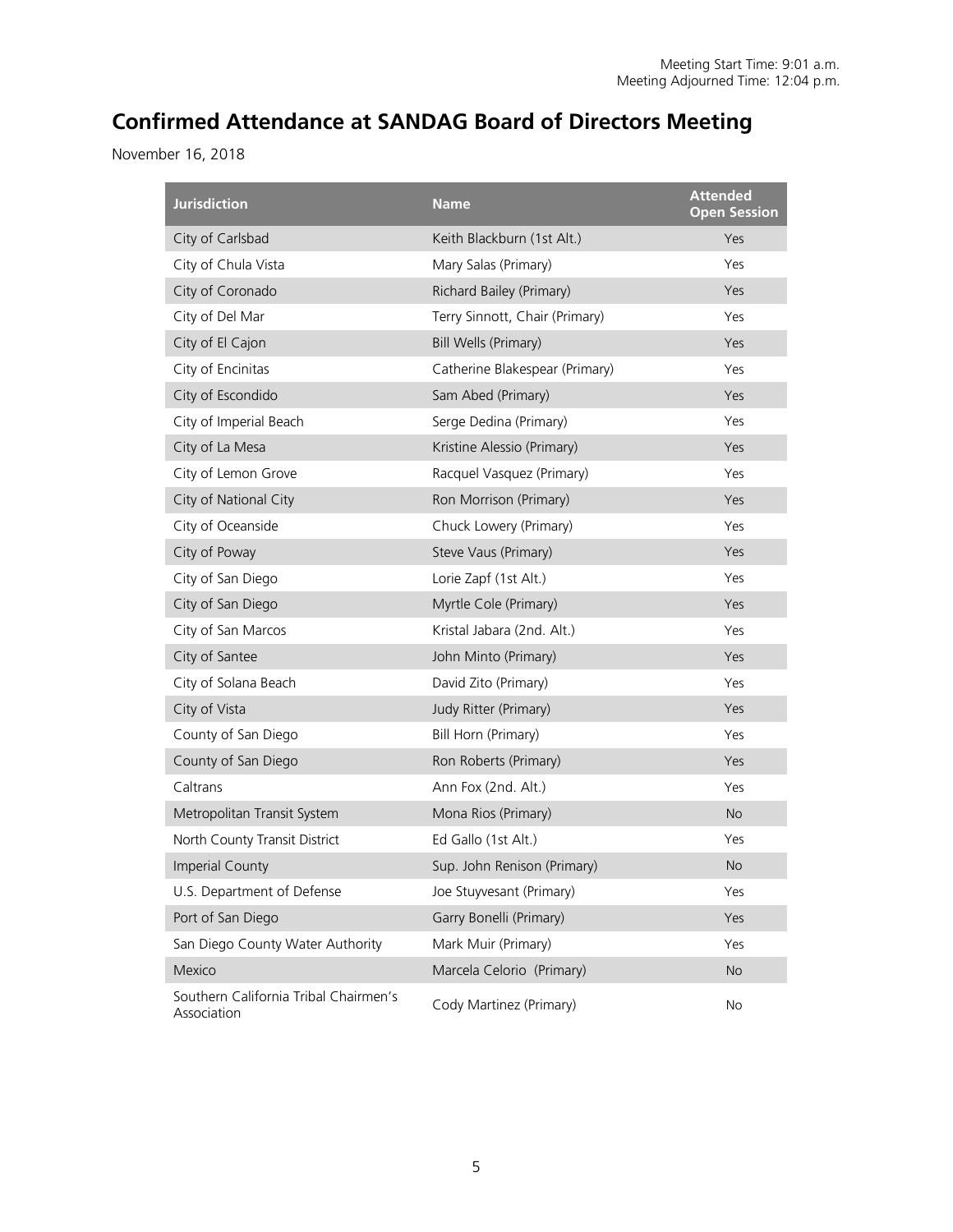Meeting Start Time: 9:01 a.m.
Meeting Adjourned Time: 12:04 p.m.

# Confirmed Attendance at SANDAG Board of Directors Meeting

November 16, 2018

| Jurisdiction | Name | Attended Open Session |
|---|---|---|
| City of Carlsbad | Keith Blackburn (1st Alt.) | Yes |
| City of Chula Vista | Mary Salas (Primary) | Yes |
| City of Coronado | Richard Bailey (Primary) | Yes |
| City of Del Mar | Terry Sinnott, Chair (Primary) | Yes |
| City of El Cajon | Bill Wells (Primary) | Yes |
| City of Encinitas | Catherine Blakespear (Primary) | Yes |
| City of Escondido | Sam Abed (Primary) | Yes |
| City of Imperial Beach | Serge Dedina (Primary) | Yes |
| City of La Mesa | Kristine Alessio (Primary) | Yes |
| City of Lemon Grove | Racquel Vasquez (Primary) | Yes |
| City of National City | Ron Morrison (Primary) | Yes |
| City of Oceanside | Chuck Lowery (Primary) | Yes |
| City of Poway | Steve Vaus (Primary) | Yes |
| City of San Diego | Lorie Zapf (1st Alt.) | Yes |
| City of San Diego | Myrtle Cole (Primary) | Yes |
| City of San Marcos | Kristal Jabara (2nd. Alt.) | Yes |
| City of Santee | John Minto (Primary) | Yes |
| City of Solana Beach | David Zito (Primary) | Yes |
| City of Vista | Judy Ritter (Primary) | Yes |
| County of San Diego | Bill Horn (Primary) | Yes |
| County of San Diego | Ron Roberts (Primary) | Yes |
| Caltrans | Ann Fox (2nd. Alt.) | Yes |
| Metropolitan Transit System | Mona Rios (Primary) | No |
| North County Transit District | Ed Gallo (1st Alt.) | Yes |
| Imperial County | Sup. John Renison (Primary) | No |
| U.S. Department of Defense | Joe Stuyvesant (Primary) | Yes |
| Port of San Diego | Garry Bonelli (Primary) | Yes |
| San Diego County Water Authority | Mark Muir (Primary) | Yes |
| Mexico | Marcela Celorio (Primary) | No |
| Southern California Tribal Chairmen's Association | Cody Martinez (Primary) | No |